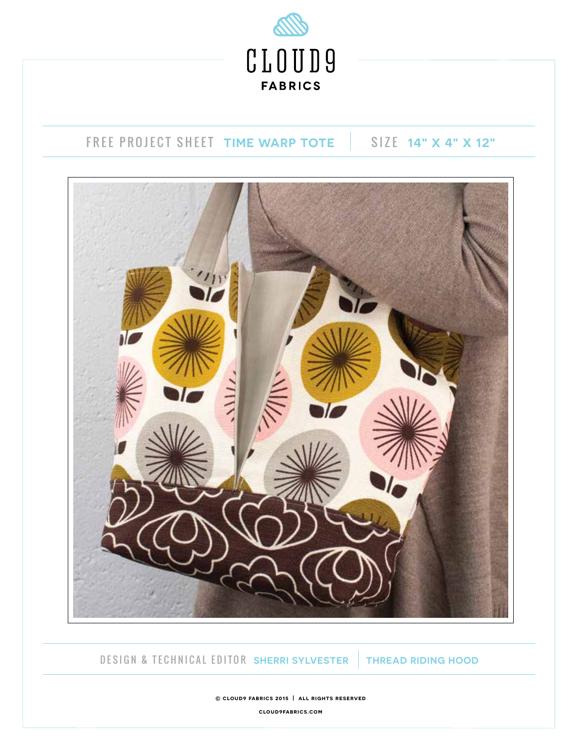# CLOUD9 FABRICS

FREE PROJECT SHEET **TIME WARP TOTE** | SIZE **14" X 4" X 12"**

DESIGN & TECHNICAL EDITOR **SHERRI SYLVESTER** | **THREAD RIDING HOOD**

© CLOUD9 FABRICS 2015 | ALL RIGHTS RESERVED

CLOUD9FABRICS.COM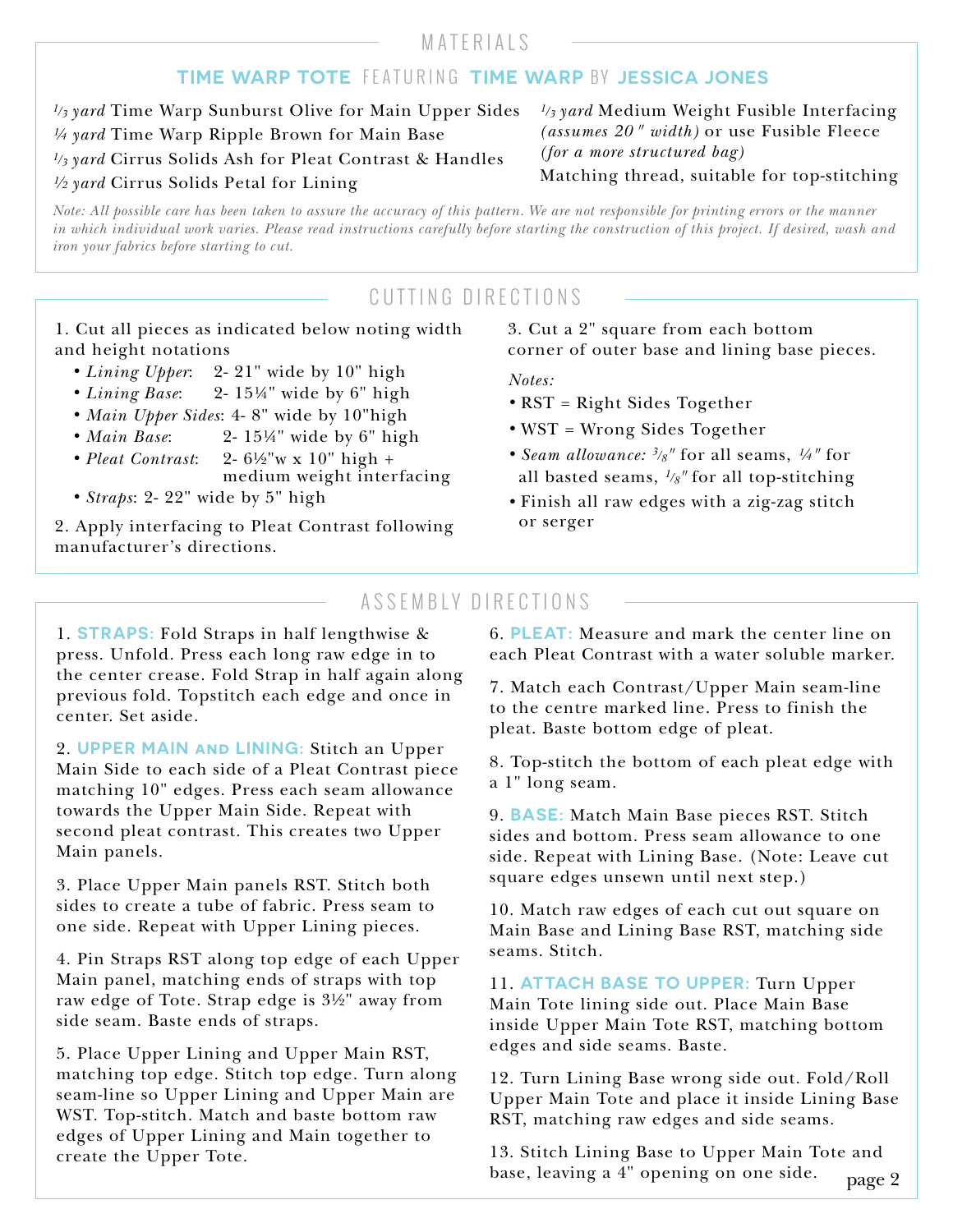## MATERIALS

### TIME WARP TOTE FEATURING TIME WARP BY JESSICA JONES

*1/3 yard* Time Warp Sunburst Olive for Main Upper Sides
*¼ yard* Time Warp Ripple Brown for Main Base
*1/3 yard* Cirrus Solids Ash for Pleat Contrast & Handles
*½ yard* Cirrus Solids Petal for Lining

*1/3 yard* Medium Weight Fusible Interfacing *(assumes 20" width)* or use Fusible Fleece *(for a more structured bag)*
Matching thread, suitable for top-stitching

*Note: All possible care has been taken to assure the accuracy of this pattern. We are not responsible for printing errors or the manner in which individual work varies. Please read instructions carefully before starting the construction of this project. If desired, wash and iron your fabrics before starting to cut.*

## CUTTING DIRECTIONS

1. Cut all pieces as indicated below noting width and height notations
   - *Lining Upper*: 2- 21" wide by 10" high
   - *Lining Base*: 2- 15¼" wide by 6" high
   - *Main Upper Sides*: 4- 8" wide by 10"high
   - *Main Base*: 2- 15¼" wide by 6" high
   - *Pleat Contrast*: 2- 6½"w x 10" high + medium weight interfacing
   - *Straps*: 2- 22" wide by 5" high

2. Apply interfacing to Pleat Contrast following manufacturer's directions.

3. Cut a 2" square from each bottom corner of outer base and lining base pieces.

*Notes:*

- RST = Right Sides Together
- WST = Wrong Sides Together
- *Seam allowance: 3/8"* for all seams, *¼"* for all basted seams, *1/8"* for all top-stitching
- Finish all raw edges with a zig-zag stitch or serger

## ASSEMBLY DIRECTIONS

1. **STRAPS:** Fold Straps in half lengthwise & press. Unfold. Press each long raw edge in to the center crease. Fold Strap in half again along previous fold. Topstitch each edge and once in center. Set aside.

2. **UPPER MAIN AND LINING:** Stitch an Upper Main Side to each side of a Pleat Contrast piece matching 10" edges. Press each seam allowance towards the Upper Main Side. Repeat with second pleat contrast. This creates two Upper Main panels.

3. Place Upper Main panels RST. Stitch both sides to create a tube of fabric. Press seam to one side. Repeat with Upper Lining pieces.

4. Pin Straps RST along top edge of each Upper Main panel, matching ends of straps with top raw edge of Tote. Strap edge is 3½" away from side seam. Baste ends of straps.

5. Place Upper Lining and Upper Main RST, matching top edge. Stitch top edge. Turn along seam-line so Upper Lining and Upper Main are WST. Top-stitch. Match and baste bottom raw edges of Upper Lining and Main together to create the Upper Tote.

6. **PLEAT:** Measure and mark the center line on each Pleat Contrast with a water soluble marker.

7. Match each Contrast/Upper Main seam-line to the centre marked line. Press to finish the pleat. Baste bottom edge of pleat.

8. Top-stitch the bottom of each pleat edge with a 1" long seam.

9. **BASE:** Match Main Base pieces RST. Stitch sides and bottom. Press seam allowance to one side. Repeat with Lining Base. (Note: Leave cut square edges unsewn until next step.)

10. Match raw edges of each cut out square on Main Base and Lining Base RST, matching side seams. Stitch.

11. **ATTACH BASE TO UPPER:** Turn Upper Main Tote lining side out. Place Main Base inside Upper Main Tote RST, matching bottom edges and side seams. Baste.

12. Turn Lining Base wrong side out. Fold/Roll Upper Main Tote and place it inside Lining Base RST, matching raw edges and side seams.

13. Stitch Lining Base to Upper Main Tote and base, leaving a 4" opening on one side.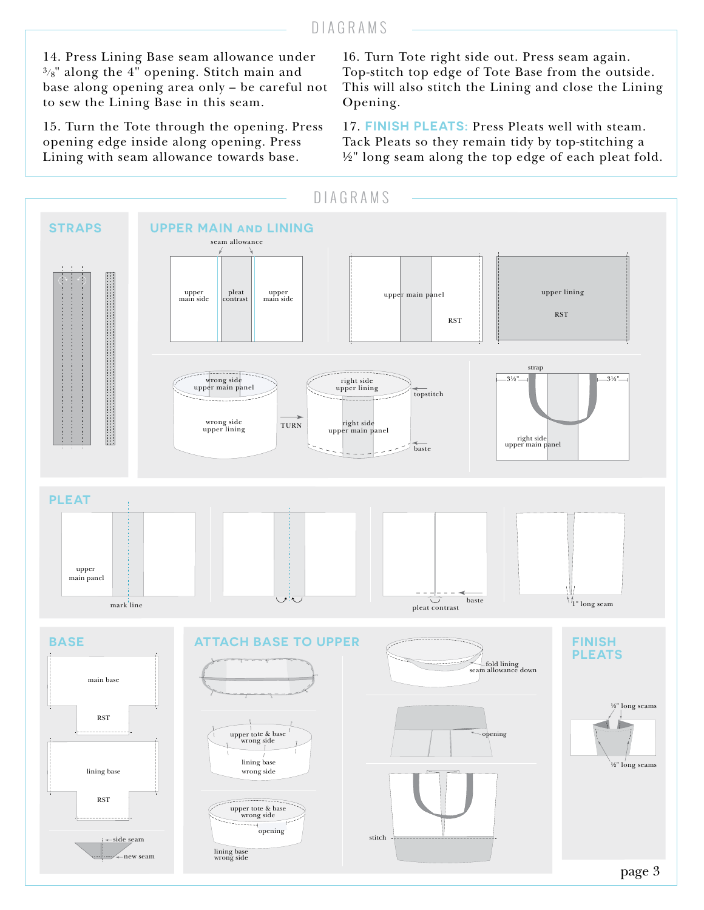14. Press Lining Base seam allowance under ⅜" along the 4" opening. Stitch main and base along opening area only – be careful not to sew the Lining Base in this seam.

15. Turn the Tote through the opening. Press opening edge inside along opening. Press Lining with seam allowance towards base.

16. Turn Tote right side out. Press seam again. Top-stitch top edge of Tote Base from the outside. This will also stitch the Lining and close the Lining Opening.

17. **FINISH PLEATS:** Press Pleats well with steam. Tack Pleats so they remain tidy by top-stitching a ½" long seam along the top edge of each pleat fold.

## DIAGRAMS

### STRAPS

### UPPER MAIN AND LINING

seam allowance

upper main side

pleat contrast

upper main side

upper main panel

RST

upper lining

RST

wrong side upper main panel

wrong side upper lining

TURN

right side upper lining

topstitch

right side upper main panel

baste

strap

3½"

3½"

right side upper main panel

### PLEAT

upper main panel

mark line

baste

pleat contrast

1" long seam

### BASE

main base

RST

lining base

RST

side seam

new seam

### ATTACH BASE TO UPPER

upper tote & base wrong side

lining base wrong side

upper tote & base wrong side

opening

lining base wrong side

fold lining seam allowance down

opening

stitch

### FINISH PLEATS

½" long seams

½" long seams